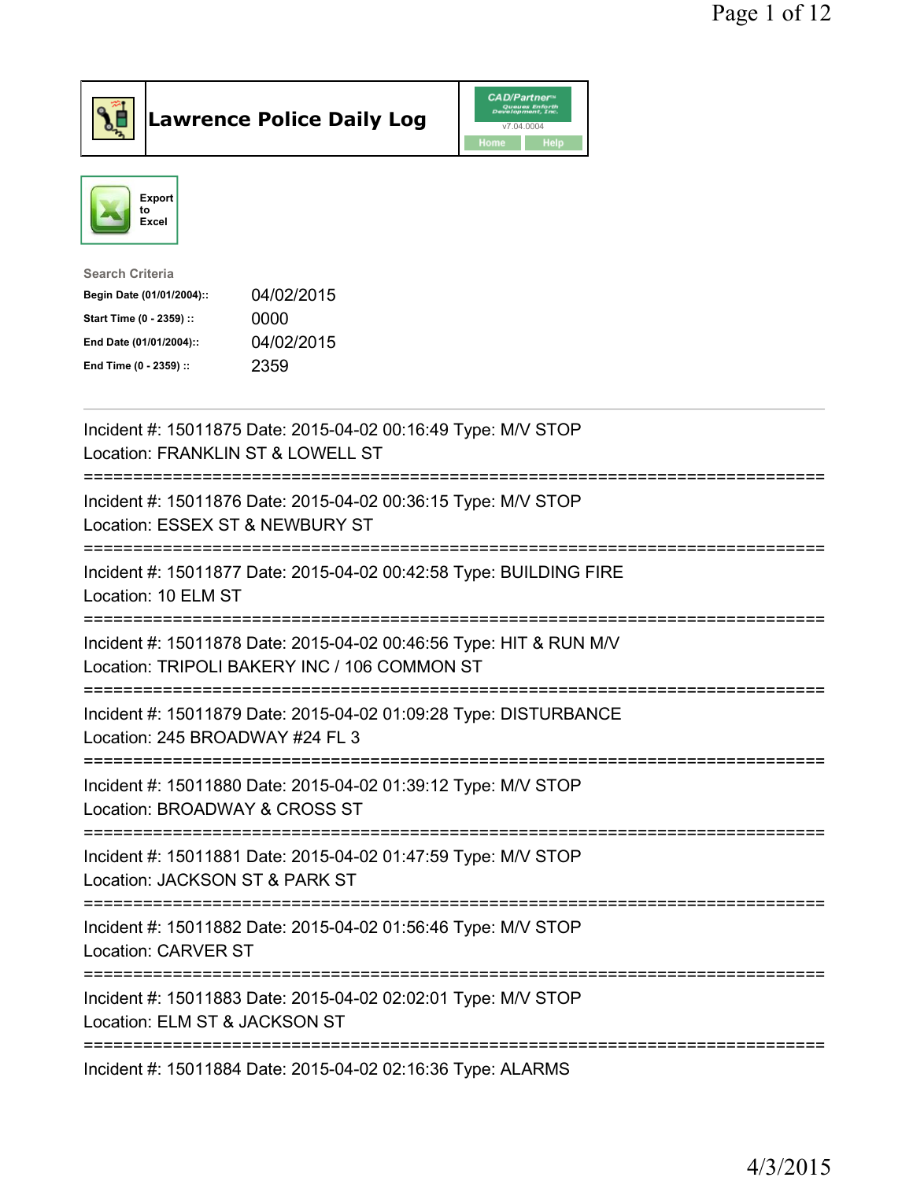# Lawrence Police Daily Log

CAD/Partner v7.04.0004

Home | Help

Export to Excel

**Search Criteria**

| | |
|---|---|
| **Begin Date (01/01/2004)::** | 04/02/2015 |
| **Start Time (0 - 2359) ::** | 0000 |
| **End Date (01/01/2004)::** | 04/02/2015 |
| **End Time (0 - 2359) ::** | 2359 |

---

Incident #: 15011875 Date: 2015-04-02 00:16:49 Type: M/V STOP
Location: FRANKLIN ST & LOWELL ST

===========================================================================

Incident #: 15011876 Date: 2015-04-02 00:36:15 Type: M/V STOP
Location: ESSEX ST & NEWBURY ST

===========================================================================

Incident #: 15011877 Date: 2015-04-02 00:42:58 Type: BUILDING FIRE
Location: 10 ELM ST

===========================================================================

Incident #: 15011878 Date: 2015-04-02 00:46:56 Type: HIT & RUN M/V
Location: TRIPOLI BAKERY INC / 106 COMMON ST

===========================================================================

Incident #: 15011879 Date: 2015-04-02 01:09:28 Type: DISTURBANCE
Location: 245 BROADWAY #24 FL 3

===========================================================================

Incident #: 15011880 Date: 2015-04-02 01:39:12 Type: M/V STOP
Location: BROADWAY & CROSS ST

===========================================================================

Incident #: 15011881 Date: 2015-04-02 01:47:59 Type: M/V STOP
Location: JACKSON ST & PARK ST

===========================================================================

Incident #: 15011882 Date: 2015-04-02 01:56:46 Type: M/V STOP
Location: CARVER ST

===========================================================================

Incident #: 15011883 Date: 2015-04-02 02:02:01 Type: M/V STOP
Location: ELM ST & JACKSON ST

===========================================================================

Incident #: 15011884 Date: 2015-04-02 02:16:36 Type: ALARMS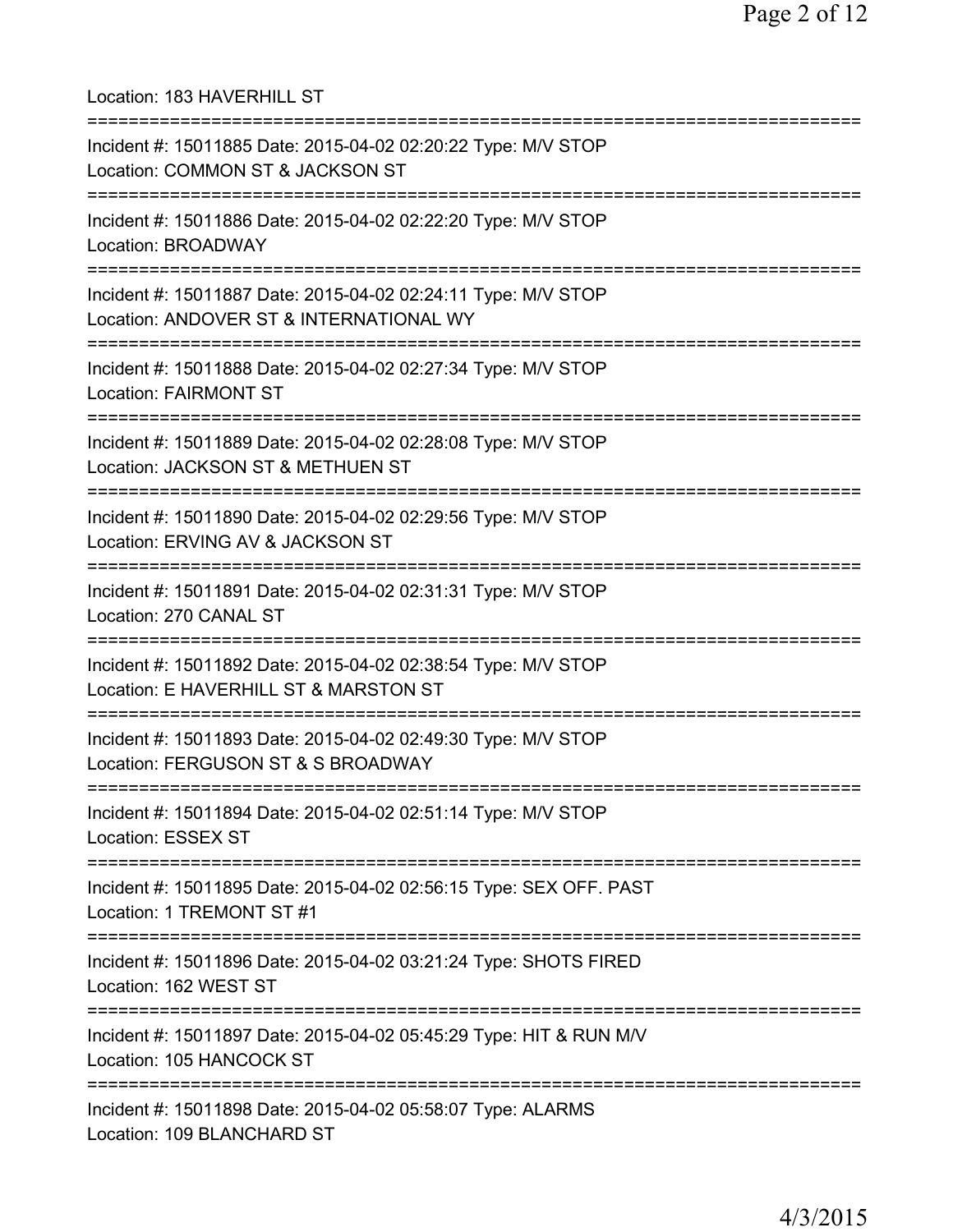Location: 183 HAVERHILL ST

===========================================================================

Incident #: 15011885 Date: 2015-04-02 02:20:22 Type: M/V STOP
Location: COMMON ST & JACKSON ST

===========================================================================

Incident #: 15011886 Date: 2015-04-02 02:22:20 Type: M/V STOP
Location: BROADWAY

===========================================================================

Incident #: 15011887 Date: 2015-04-02 02:24:11 Type: M/V STOP
Location: ANDOVER ST & INTERNATIONAL WY

===========================================================================

Incident #: 15011888 Date: 2015-04-02 02:27:34 Type: M/V STOP
Location: FAIRMONT ST

===========================================================================

Incident #: 15011889 Date: 2015-04-02 02:28:08 Type: M/V STOP
Location: JACKSON ST & METHUEN ST

===========================================================================

Incident #: 15011890 Date: 2015-04-02 02:29:56 Type: M/V STOP
Location: ERVING AV & JACKSON ST

===========================================================================

Incident #: 15011891 Date: 2015-04-02 02:31:31 Type: M/V STOP
Location: 270 CANAL ST

===========================================================================

Incident #: 15011892 Date: 2015-04-02 02:38:54 Type: M/V STOP
Location: E HAVERHILL ST & MARSTON ST

===========================================================================

Incident #: 15011893 Date: 2015-04-02 02:49:30 Type: M/V STOP
Location: FERGUSON ST & S BROADWAY

===========================================================================

Incident #: 15011894 Date: 2015-04-02 02:51:14 Type: M/V STOP
Location: ESSEX ST

===========================================================================

Incident #: 15011895 Date: 2015-04-02 02:56:15 Type: SEX OFF. PAST
Location: 1 TREMONT ST #1

===========================================================================

Incident #: 15011896 Date: 2015-04-02 03:21:24 Type: SHOTS FIRED
Location: 162 WEST ST

===========================================================================

Incident #: 15011897 Date: 2015-04-02 05:45:29 Type: HIT & RUN M/V
Location: 105 HANCOCK ST

===========================================================================

Incident #: 15011898 Date: 2015-04-02 05:58:07 Type: ALARMS
Location: 109 BLANCHARD ST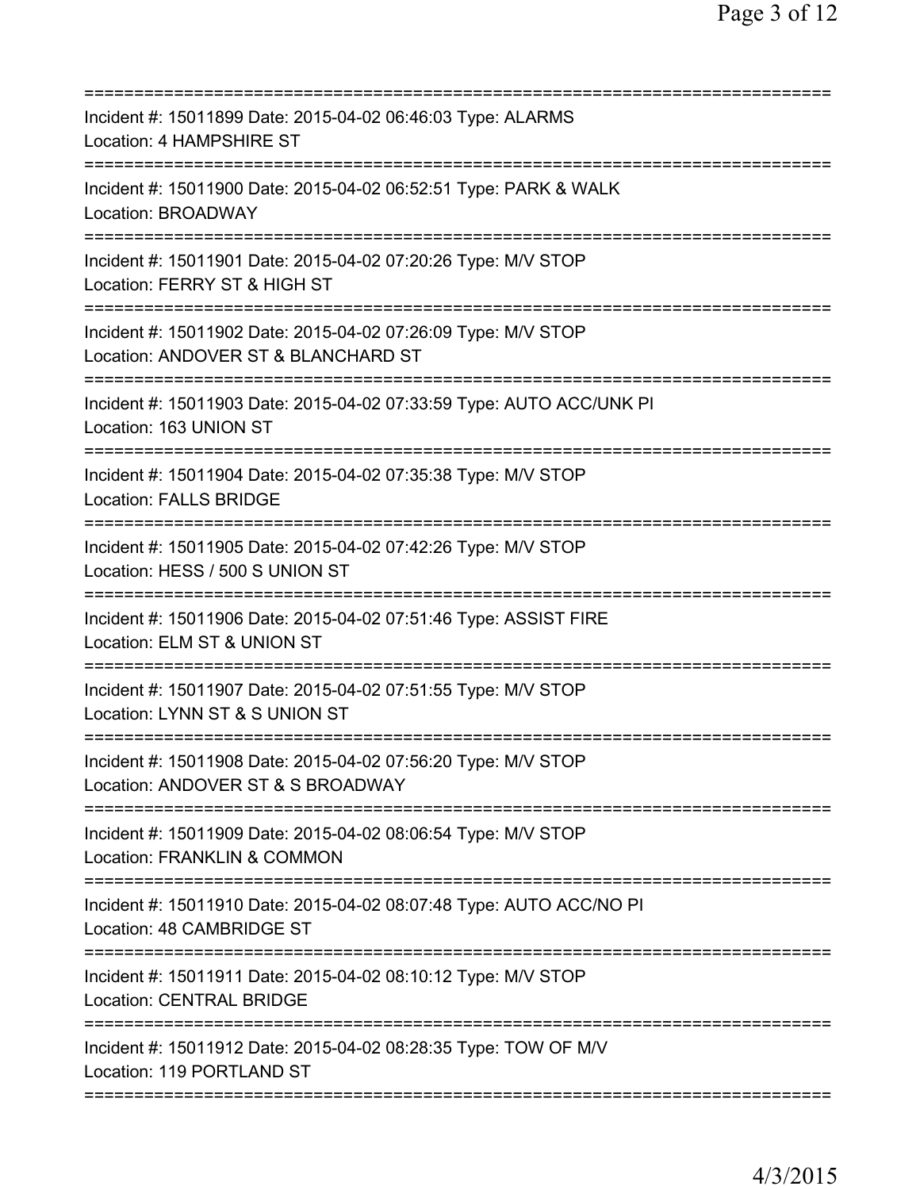===========================================================================

Incident #: 15011899 Date: 2015-04-02 06:46:03 Type: ALARMS
Location: 4 HAMPSHIRE ST

===========================================================================

Incident #: 15011900 Date: 2015-04-02 06:52:51 Type: PARK & WALK
Location: BROADWAY

===========================================================================

Incident #: 15011901 Date: 2015-04-02 07:20:26 Type: M/V STOP
Location: FERRY ST & HIGH ST

===========================================================================

Incident #: 15011902 Date: 2015-04-02 07:26:09 Type: M/V STOP
Location: ANDOVER ST & BLANCHARD ST

===========================================================================

Incident #: 15011903 Date: 2015-04-02 07:33:59 Type: AUTO ACC/UNK PI
Location: 163 UNION ST

===========================================================================

Incident #: 15011904 Date: 2015-04-02 07:35:38 Type: M/V STOP
Location: FALLS BRIDGE

===========================================================================

Incident #: 15011905 Date: 2015-04-02 07:42:26 Type: M/V STOP
Location: HESS / 500 S UNION ST

===========================================================================

Incident #: 15011906 Date: 2015-04-02 07:51:46 Type: ASSIST FIRE
Location: ELM ST & UNION ST

===========================================================================

Incident #: 15011907 Date: 2015-04-02 07:51:55 Type: M/V STOP
Location: LYNN ST & S UNION ST

===========================================================================

Incident #: 15011908 Date: 2015-04-02 07:56:20 Type: M/V STOP
Location: ANDOVER ST & S BROADWAY

===========================================================================

Incident #: 15011909 Date: 2015-04-02 08:06:54 Type: M/V STOP
Location: FRANKLIN & COMMON

===========================================================================

Incident #: 15011910 Date: 2015-04-02 08:07:48 Type: AUTO ACC/NO PI
Location: 48 CAMBRIDGE ST

===========================================================================

Incident #: 15011911 Date: 2015-04-02 08:10:12 Type: M/V STOP
Location: CENTRAL BRIDGE

===========================================================================

Incident #: 15011912 Date: 2015-04-02 08:28:35 Type: TOW OF M/V
Location: 119 PORTLAND ST

===========================================================================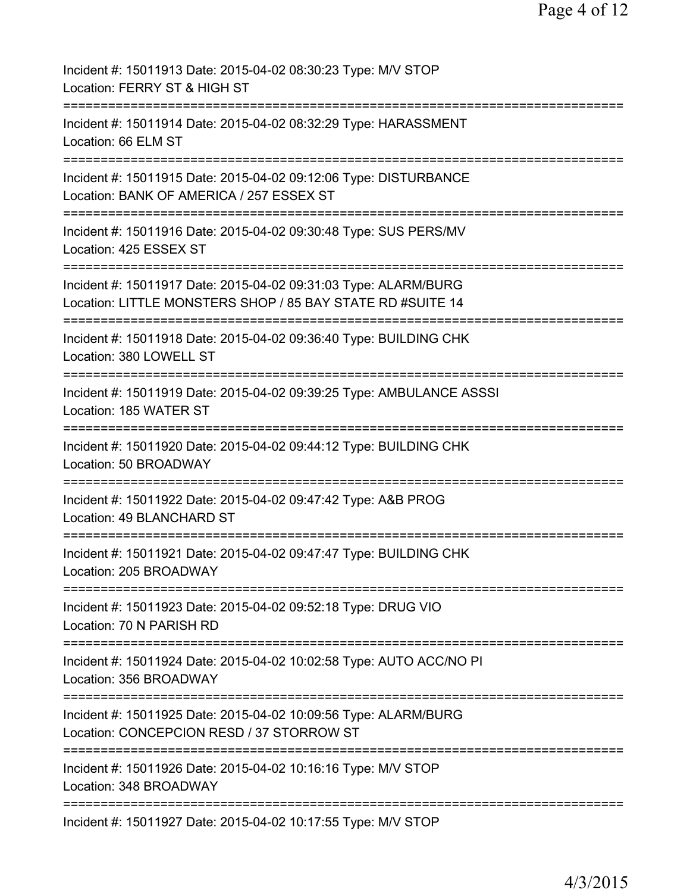Incident #: 15011913 Date: 2015-04-02 08:30:23 Type: M/V STOP
Location: FERRY ST & HIGH ST

===========================================================================

Incident #: 15011914 Date: 2015-04-02 08:32:29 Type: HARASSMENT
Location: 66 ELM ST

===========================================================================

Incident #: 15011915 Date: 2015-04-02 09:12:06 Type: DISTURBANCE
Location: BANK OF AMERICA / 257 ESSEX ST

===========================================================================

Incident #: 15011916 Date: 2015-04-02 09:30:48 Type: SUS PERS/MV
Location: 425 ESSEX ST

===========================================================================

Incident #: 15011917 Date: 2015-04-02 09:31:03 Type: ALARM/BURG
Location: LITTLE MONSTERS SHOP / 85 BAY STATE RD #SUITE 14

===========================================================================

Incident #: 15011918 Date: 2015-04-02 09:36:40 Type: BUILDING CHK
Location: 380 LOWELL ST

===========================================================================

Incident #: 15011919 Date: 2015-04-02 09:39:25 Type: AMBULANCE ASSSI
Location: 185 WATER ST

===========================================================================

Incident #: 15011920 Date: 2015-04-02 09:44:12 Type: BUILDING CHK
Location: 50 BROADWAY

===========================================================================

Incident #: 15011922 Date: 2015-04-02 09:47:42 Type: A&B PROG
Location: 49 BLANCHARD ST

===========================================================================

Incident #: 15011921 Date: 2015-04-02 09:47:47 Type: BUILDING CHK
Location: 205 BROADWAY

===========================================================================

Incident #: 15011923 Date: 2015-04-02 09:52:18 Type: DRUG VIO
Location: 70 N PARISH RD

===========================================================================

Incident #: 15011924 Date: 2015-04-02 10:02:58 Type: AUTO ACC/NO PI
Location: 356 BROADWAY

===========================================================================

Incident #: 15011925 Date: 2015-04-02 10:09:56 Type: ALARM/BURG
Location: CONCEPCION RESD / 37 STORROW ST

===========================================================================

Incident #: 15011926 Date: 2015-04-02 10:16:16 Type: M/V STOP
Location: 348 BROADWAY

===========================================================================

Incident #: 15011927 Date: 2015-04-02 10:17:55 Type: M/V STOP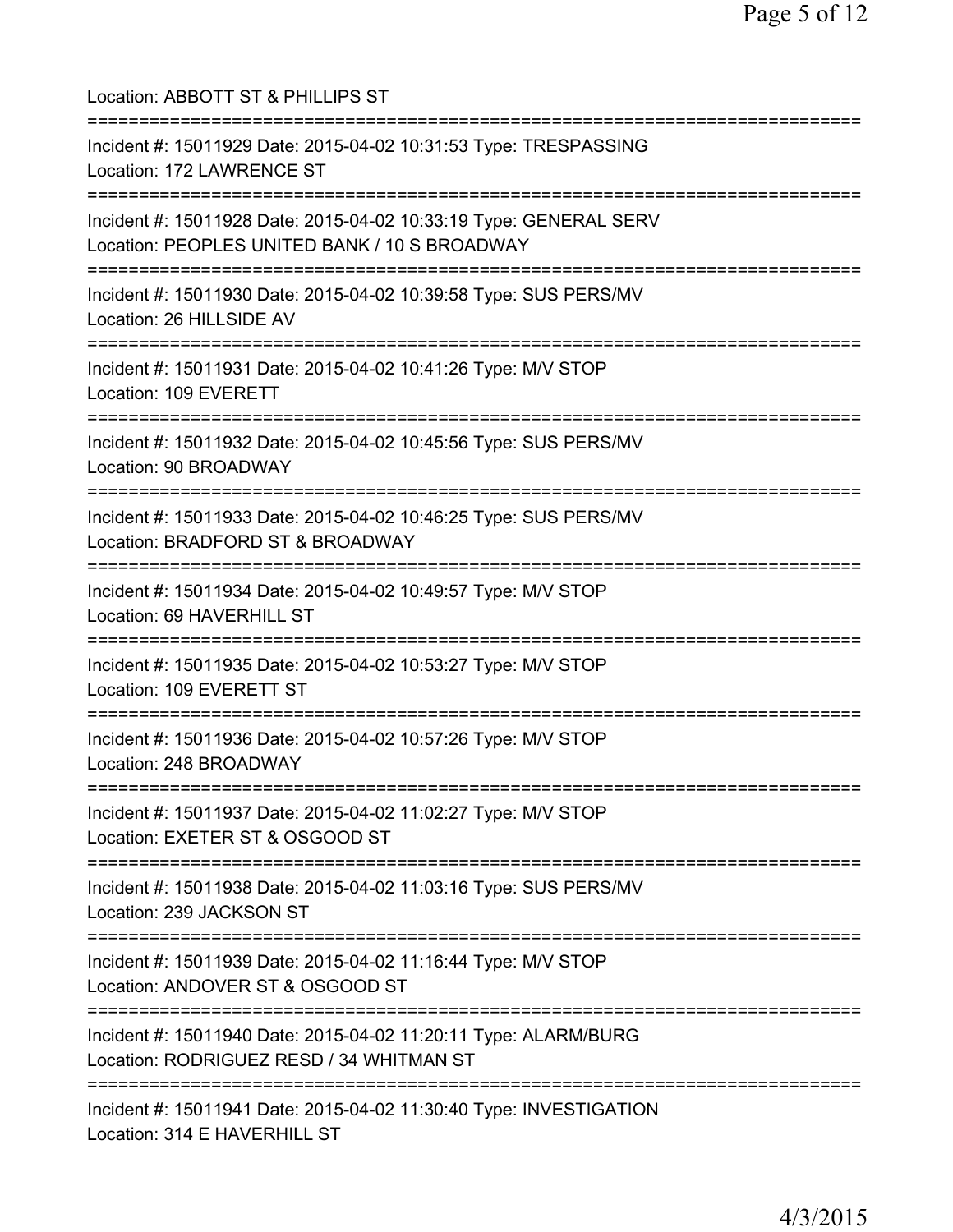Location: ABBOTT ST & PHILLIPS ST

===========================================================================

Incident #: 15011929 Date: 2015-04-02 10:31:53 Type: TRESPASSING
Location: 172 LAWRENCE ST

===========================================================================

Incident #: 15011928 Date: 2015-04-02 10:33:19 Type: GENERAL SERV
Location: PEOPLES UNITED BANK / 10 S BROADWAY

===========================================================================

Incident #: 15011930 Date: 2015-04-02 10:39:58 Type: SUS PERS/MV
Location: 26 HILLSIDE AV

===========================================================================

Incident #: 15011931 Date: 2015-04-02 10:41:26 Type: M/V STOP
Location: 109 EVERETT

===========================================================================

Incident #: 15011932 Date: 2015-04-02 10:45:56 Type: SUS PERS/MV
Location: 90 BROADWAY

===========================================================================

Incident #: 15011933 Date: 2015-04-02 10:46:25 Type: SUS PERS/MV
Location: BRADFORD ST & BROADWAY

===========================================================================

Incident #: 15011934 Date: 2015-04-02 10:49:57 Type: M/V STOP
Location: 69 HAVERHILL ST

===========================================================================

Incident #: 15011935 Date: 2015-04-02 10:53:27 Type: M/V STOP
Location: 109 EVERETT ST

===========================================================================

Incident #: 15011936 Date: 2015-04-02 10:57:26 Type: M/V STOP
Location: 248 BROADWAY

===========================================================================

Incident #: 15011937 Date: 2015-04-02 11:02:27 Type: M/V STOP
Location: EXETER ST & OSGOOD ST

===========================================================================

Incident #: 15011938 Date: 2015-04-02 11:03:16 Type: SUS PERS/MV
Location: 239 JACKSON ST

===========================================================================

Incident #: 15011939 Date: 2015-04-02 11:16:44 Type: M/V STOP
Location: ANDOVER ST & OSGOOD ST

===========================================================================

Incident #: 15011940 Date: 2015-04-02 11:20:11 Type: ALARM/BURG
Location: RODRIGUEZ RESD / 34 WHITMAN ST

===========================================================================

Incident #: 15011941 Date: 2015-04-02 11:30:40 Type: INVESTIGATION
Location: 314 E HAVERHILL ST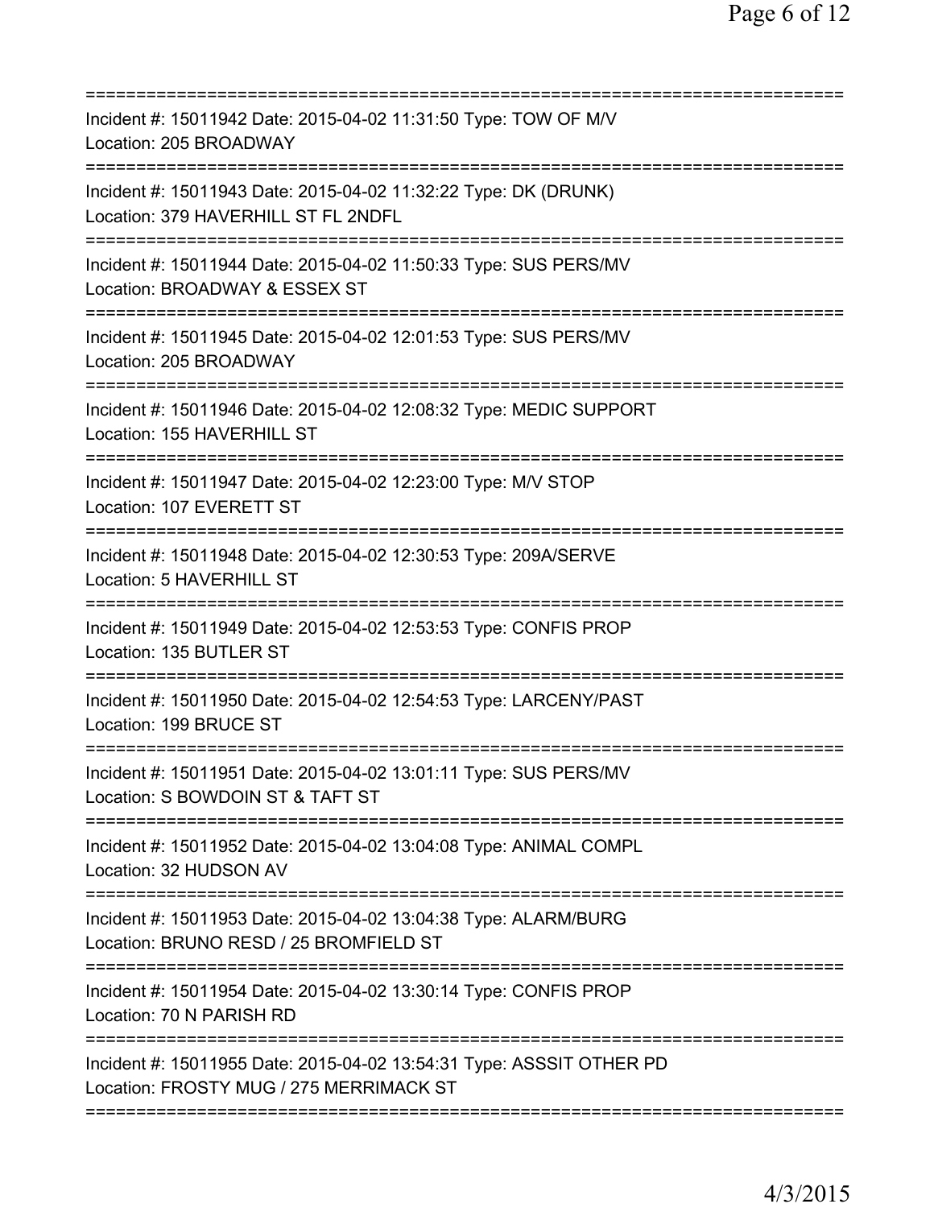===========================================================================

Incident #: 15011942 Date: 2015-04-02 11:31:50 Type: TOW OF M/V
Location: 205 BROADWAY

===========================================================================

Incident #: 15011943 Date: 2015-04-02 11:32:22 Type: DK (DRUNK)
Location: 379 HAVERHILL ST FL 2NDFL

===========================================================================

Incident #: 15011944 Date: 2015-04-02 11:50:33 Type: SUS PERS/MV
Location: BROADWAY & ESSEX ST

===========================================================================

Incident #: 15011945 Date: 2015-04-02 12:01:53 Type: SUS PERS/MV
Location: 205 BROADWAY

===========================================================================

Incident #: 15011946 Date: 2015-04-02 12:08:32 Type: MEDIC SUPPORT
Location: 155 HAVERHILL ST

===========================================================================

Incident #: 15011947 Date: 2015-04-02 12:23:00 Type: M/V STOP
Location: 107 EVERETT ST

===========================================================================

Incident #: 15011948 Date: 2015-04-02 12:30:53 Type: 209A/SERVE
Location: 5 HAVERHILL ST

===========================================================================

Incident #: 15011949 Date: 2015-04-02 12:53:53 Type: CONFIS PROP
Location: 135 BUTLER ST

===========================================================================

Incident #: 15011950 Date: 2015-04-02 12:54:53 Type: LARCENY/PAST
Location: 199 BRUCE ST

===========================================================================

Incident #: 15011951 Date: 2015-04-02 13:01:11 Type: SUS PERS/MV
Location: S BOWDOIN ST & TAFT ST

===========================================================================

Incident #: 15011952 Date: 2015-04-02 13:04:08 Type: ANIMAL COMPL
Location: 32 HUDSON AV

===========================================================================

Incident #: 15011953 Date: 2015-04-02 13:04:38 Type: ALARM/BURG
Location: BRUNO RESD / 25 BROMFIELD ST

===========================================================================

Incident #: 15011954 Date: 2015-04-02 13:30:14 Type: CONFIS PROP
Location: 70 N PARISH RD

===========================================================================

Incident #: 15011955 Date: 2015-04-02 13:54:31 Type: ASSSIT OTHER PD
Location: FROSTY MUG / 275 MERRIMACK ST

===========================================================================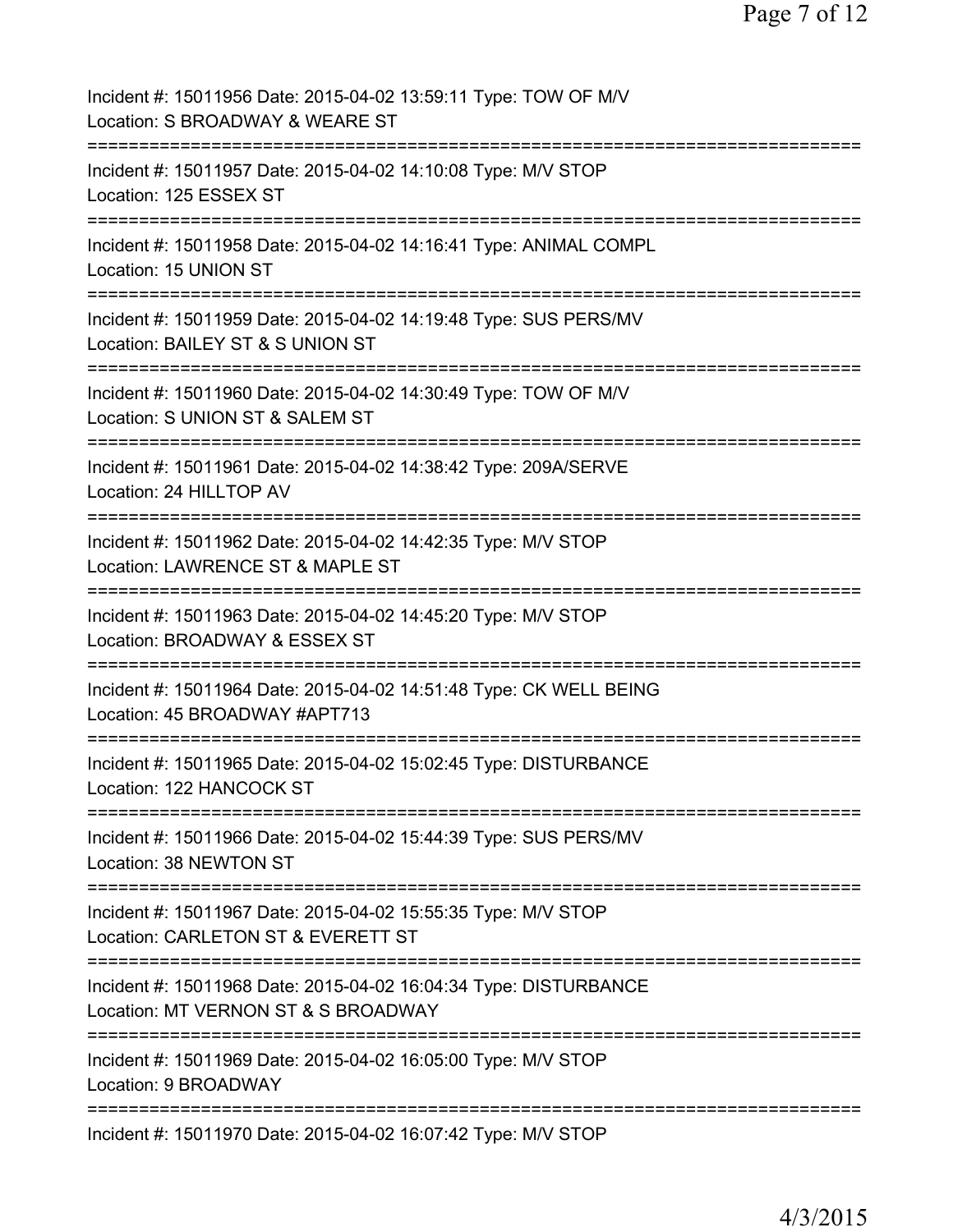Incident #: 15011956 Date: 2015-04-02 13:59:11 Type: TOW OF M/V
Location: S BROADWAY & WEARE ST
===========================================================================
Incident #: 15011957 Date: 2015-04-02 14:10:08 Type: M/V STOP
Location: 125 ESSEX ST
===========================================================================
Incident #: 15011958 Date: 2015-04-02 14:16:41 Type: ANIMAL COMPL
Location: 15 UNION ST
===========================================================================
Incident #: 15011959 Date: 2015-04-02 14:19:48 Type: SUS PERS/MV
Location: BAILEY ST & S UNION ST
===========================================================================
Incident #: 15011960 Date: 2015-04-02 14:30:49 Type: TOW OF M/V
Location: S UNION ST & SALEM ST
===========================================================================
Incident #: 15011961 Date: 2015-04-02 14:38:42 Type: 209A/SERVE
Location: 24 HILLTOP AV
===========================================================================
Incident #: 15011962 Date: 2015-04-02 14:42:35 Type: M/V STOP
Location: LAWRENCE ST & MAPLE ST
===========================================================================
Incident #: 15011963 Date: 2015-04-02 14:45:20 Type: M/V STOP
Location: BROADWAY & ESSEX ST
===========================================================================
Incident #: 15011964 Date: 2015-04-02 14:51:48 Type: CK WELL BEING
Location: 45 BROADWAY #APT713
===========================================================================
Incident #: 15011965 Date: 2015-04-02 15:02:45 Type: DISTURBANCE
Location: 122 HANCOCK ST
===========================================================================
Incident #: 15011966 Date: 2015-04-02 15:44:39 Type: SUS PERS/MV
Location: 38 NEWTON ST
===========================================================================
Incident #: 15011967 Date: 2015-04-02 15:55:35 Type: M/V STOP
Location: CARLETON ST & EVERETT ST
===========================================================================
Incident #: 15011968 Date: 2015-04-02 16:04:34 Type: DISTURBANCE
Location: MT VERNON ST & S BROADWAY
===========================================================================
Incident #: 15011969 Date: 2015-04-02 16:05:00 Type: M/V STOP
Location: 9 BROADWAY
===========================================================================
Incident #: 15011970 Date: 2015-04-02 16:07:42 Type: M/V STOP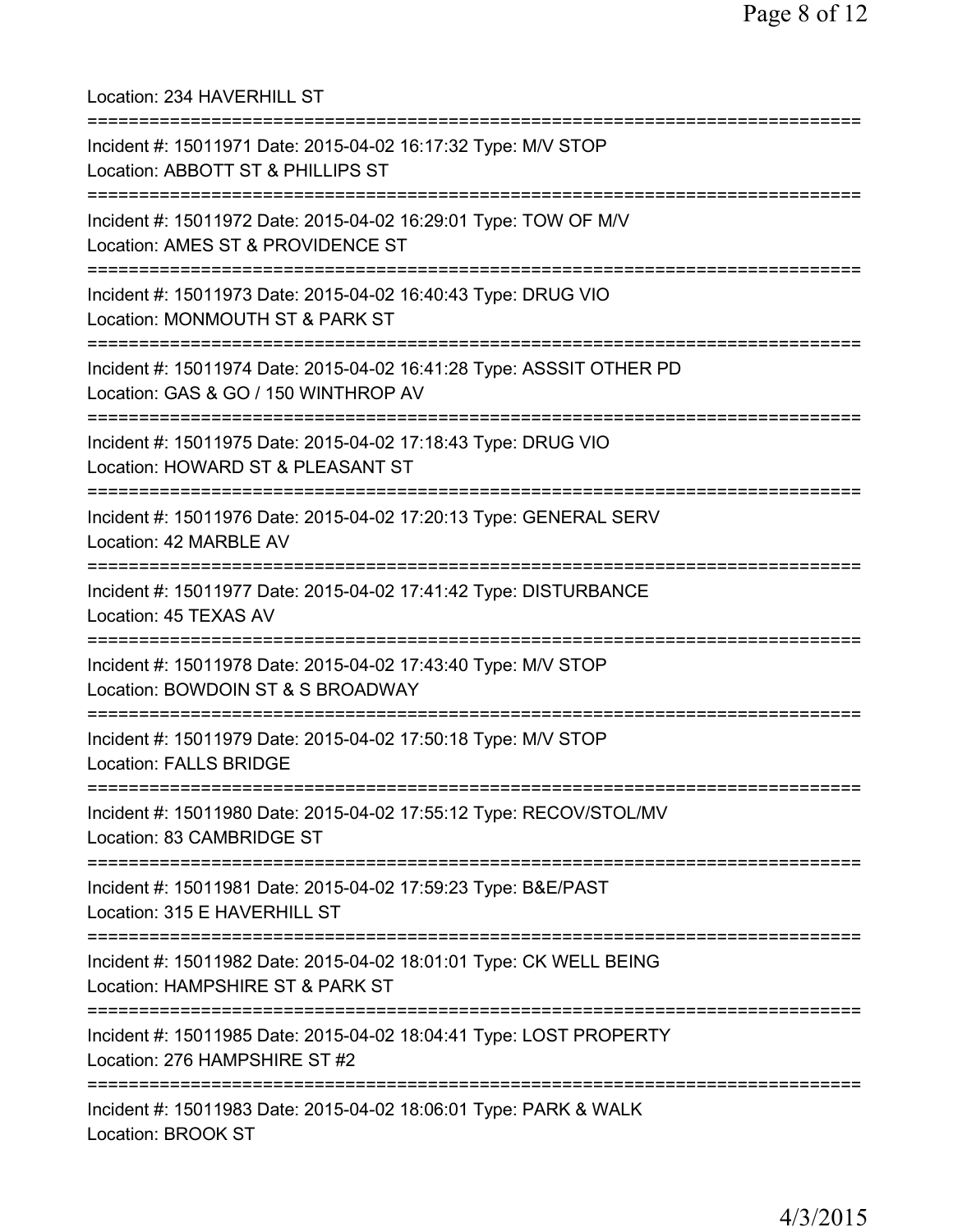Location: 234 HAVERHILL ST

===========================================================================

Incident #: 15011971 Date: 2015-04-02 16:17:32 Type: M/V STOP
Location: ABBOTT ST & PHILLIPS ST

===========================================================================

Incident #: 15011972 Date: 2015-04-02 16:29:01 Type: TOW OF M/V
Location: AMES ST & PROVIDENCE ST

===========================================================================

Incident #: 15011973 Date: 2015-04-02 16:40:43 Type: DRUG VIO
Location: MONMOUTH ST & PARK ST

===========================================================================

Incident #: 15011974 Date: 2015-04-02 16:41:28 Type: ASSSIT OTHER PD
Location: GAS & GO / 150 WINTHROP AV

===========================================================================

Incident #: 15011975 Date: 2015-04-02 17:18:43 Type: DRUG VIO
Location: HOWARD ST & PLEASANT ST

===========================================================================

Incident #: 15011976 Date: 2015-04-02 17:20:13 Type: GENERAL SERV
Location: 42 MARBLE AV

===========================================================================

Incident #: 15011977 Date: 2015-04-02 17:41:42 Type: DISTURBANCE
Location: 45 TEXAS AV

===========================================================================

Incident #: 15011978 Date: 2015-04-02 17:43:40 Type: M/V STOP
Location: BOWDOIN ST & S BROADWAY

===========================================================================

Incident #: 15011979 Date: 2015-04-02 17:50:18 Type: M/V STOP
Location: FALLS BRIDGE

===========================================================================

Incident #: 15011980 Date: 2015-04-02 17:55:12 Type: RECOV/STOL/MV
Location: 83 CAMBRIDGE ST

===========================================================================

Incident #: 15011981 Date: 2015-04-02 17:59:23 Type: B&E/PAST
Location: 315 E HAVERHILL ST

===========================================================================

Incident #: 15011982 Date: 2015-04-02 18:01:01 Type: CK WELL BEING
Location: HAMPSHIRE ST & PARK ST

===========================================================================

Incident #: 15011985 Date: 2015-04-02 18:04:41 Type: LOST PROPERTY
Location: 276 HAMPSHIRE ST #2

===========================================================================

Incident #: 15011983 Date: 2015-04-02 18:06:01 Type: PARK & WALK
Location: BROOK ST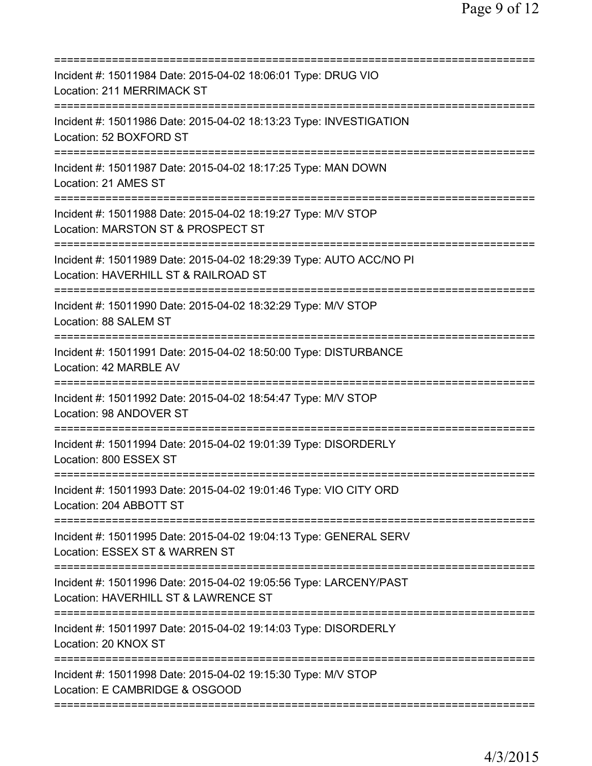===========================================================================

Incident #: 15011984 Date: 2015-04-02 18:06:01 Type: DRUG VIO
Location: 211 MERRIMACK ST

===========================================================================

Incident #: 15011986 Date: 2015-04-02 18:13:23 Type: INVESTIGATION
Location: 52 BOXFORD ST

===========================================================================

Incident #: 15011987 Date: 2015-04-02 18:17:25 Type: MAN DOWN
Location: 21 AMES ST

===========================================================================

Incident #: 15011988 Date: 2015-04-02 18:19:27 Type: M/V STOP
Location: MARSTON ST & PROSPECT ST

===========================================================================

Incident #: 15011989 Date: 2015-04-02 18:29:39 Type: AUTO ACC/NO PI
Location: HAVERHILL ST & RAILROAD ST

===========================================================================

Incident #: 15011990 Date: 2015-04-02 18:32:29 Type: M/V STOP
Location: 88 SALEM ST

===========================================================================

Incident #: 15011991 Date: 2015-04-02 18:50:00 Type: DISTURBANCE
Location: 42 MARBLE AV

===========================================================================

Incident #: 15011992 Date: 2015-04-02 18:54:47 Type: M/V STOP
Location: 98 ANDOVER ST

===========================================================================

Incident #: 15011994 Date: 2015-04-02 19:01:39 Type: DISORDERLY
Location: 800 ESSEX ST

===========================================================================

Incident #: 15011993 Date: 2015-04-02 19:01:46 Type: VIO CITY ORD
Location: 204 ABBOTT ST

===========================================================================

Incident #: 15011995 Date: 2015-04-02 19:04:13 Type: GENERAL SERV
Location: ESSEX ST & WARREN ST

===========================================================================

Incident #: 15011996 Date: 2015-04-02 19:05:56 Type: LARCENY/PAST
Location: HAVERHILL ST & LAWRENCE ST

===========================================================================

Incident #: 15011997 Date: 2015-04-02 19:14:03 Type: DISORDERLY
Location: 20 KNOX ST

===========================================================================

Incident #: 15011998 Date: 2015-04-02 19:15:30 Type: M/V STOP
Location: E CAMBRIDGE & OSGOOD

===========================================================================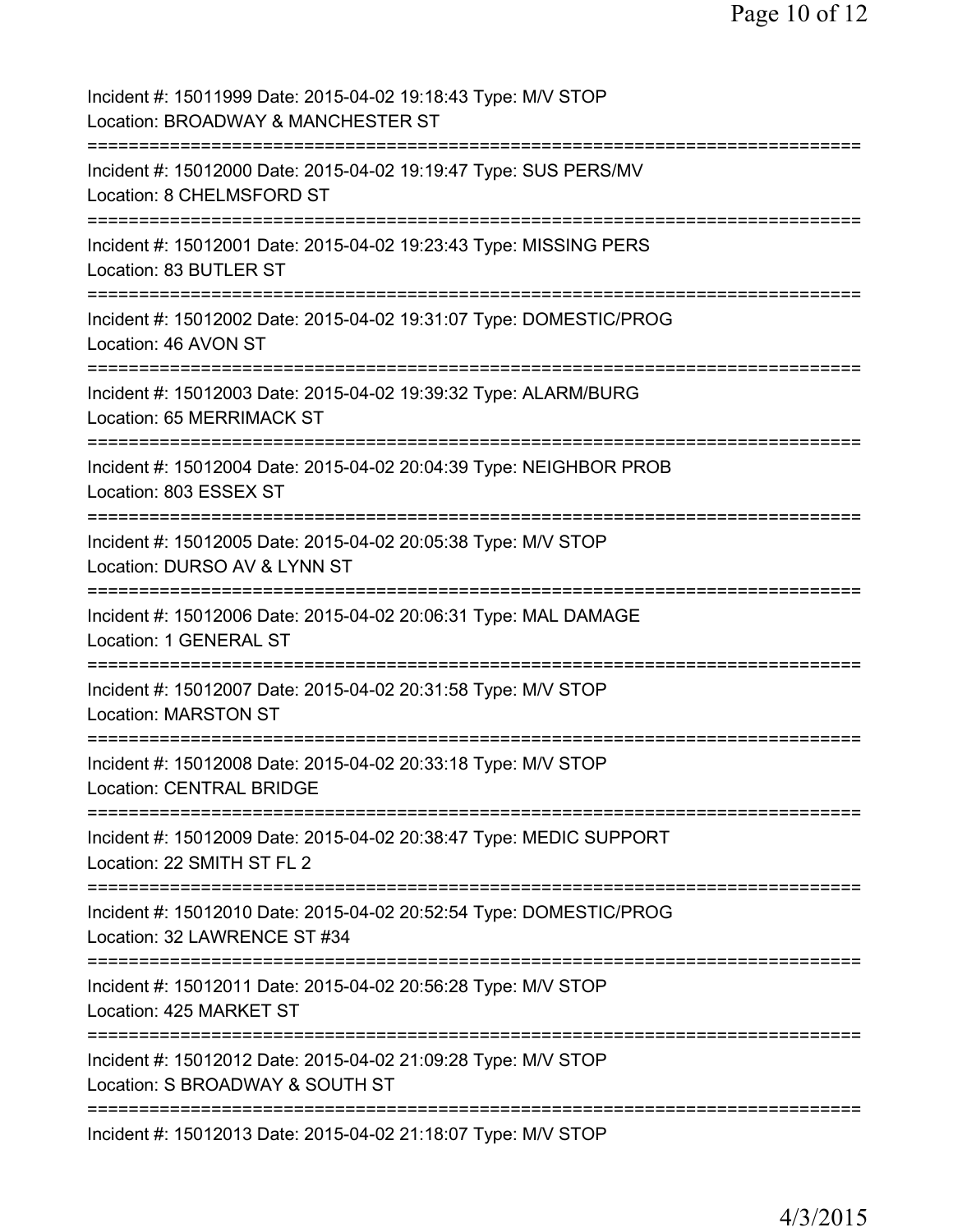Incident #: 15011999 Date: 2015-04-02 19:18:43 Type: M/V STOP
Location: BROADWAY & MANCHESTER ST

===========================================================================

Incident #: 15012000 Date: 2015-04-02 19:19:47 Type: SUS PERS/MV
Location: 8 CHELMSFORD ST

===========================================================================

Incident #: 15012001 Date: 2015-04-02 19:23:43 Type: MISSING PERS
Location: 83 BUTLER ST

===========================================================================

Incident #: 15012002 Date: 2015-04-02 19:31:07 Type: DOMESTIC/PROG
Location: 46 AVON ST

===========================================================================

Incident #: 15012003 Date: 2015-04-02 19:39:32 Type: ALARM/BURG
Location: 65 MERRIMACK ST

===========================================================================

Incident #: 15012004 Date: 2015-04-02 20:04:39 Type: NEIGHBOR PROB
Location: 803 ESSEX ST

===========================================================================

Incident #: 15012005 Date: 2015-04-02 20:05:38 Type: M/V STOP
Location: DURSO AV & LYNN ST

===========================================================================

Incident #: 15012006 Date: 2015-04-02 20:06:31 Type: MAL DAMAGE
Location: 1 GENERAL ST

===========================================================================

Incident #: 15012007 Date: 2015-04-02 20:31:58 Type: M/V STOP
Location: MARSTON ST

===========================================================================

Incident #: 15012008 Date: 2015-04-02 20:33:18 Type: M/V STOP
Location: CENTRAL BRIDGE

===========================================================================

Incident #: 15012009 Date: 2015-04-02 20:38:47 Type: MEDIC SUPPORT
Location: 22 SMITH ST FL 2

===========================================================================

Incident #: 15012010 Date: 2015-04-02 20:52:54 Type: DOMESTIC/PROG
Location: 32 LAWRENCE ST #34

===========================================================================

Incident #: 15012011 Date: 2015-04-02 20:56:28 Type: M/V STOP
Location: 425 MARKET ST

===========================================================================

Incident #: 15012012 Date: 2015-04-02 21:09:28 Type: M/V STOP
Location: S BROADWAY & SOUTH ST

===========================================================================

Incident #: 15012013 Date: 2015-04-02 21:18:07 Type: M/V STOP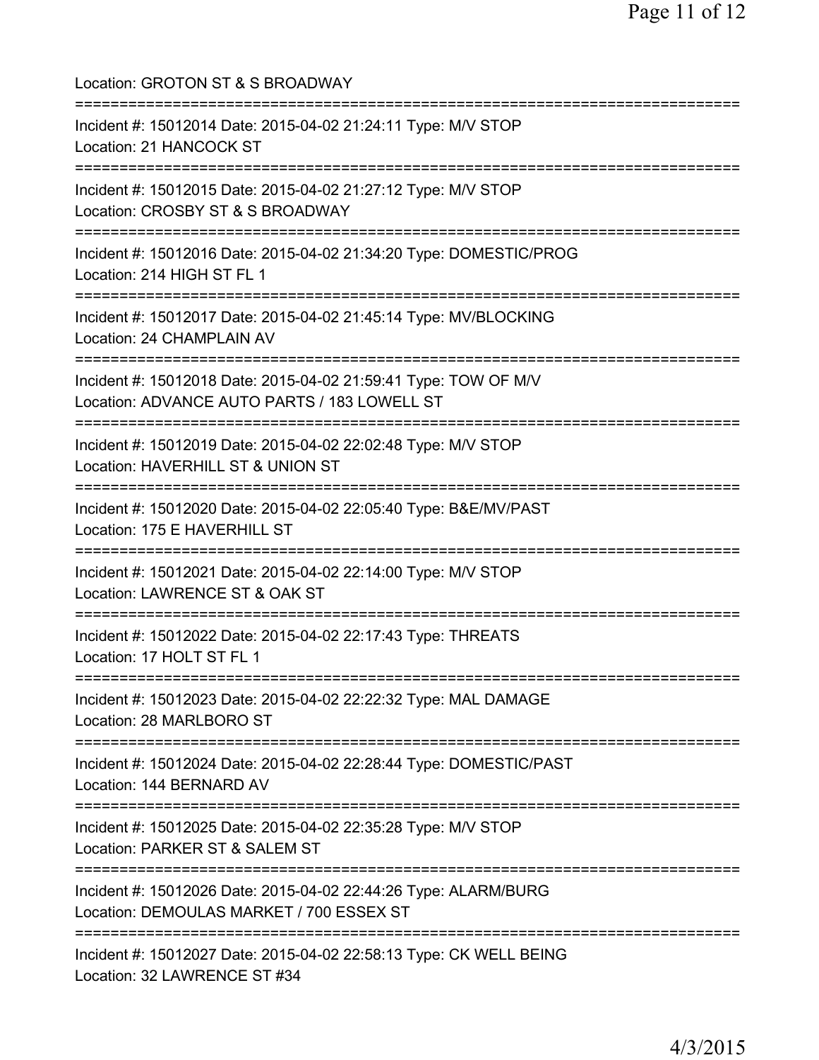Location: GROTON ST & S BROADWAY

===========================================================================

Incident #: 15012014 Date: 2015-04-02 21:24:11 Type: M/V STOP
Location: 21 HANCOCK ST

===========================================================================

Incident #: 15012015 Date: 2015-04-02 21:27:12 Type: M/V STOP
Location: CROSBY ST & S BROADWAY

===========================================================================

Incident #: 15012016 Date: 2015-04-02 21:34:20 Type: DOMESTIC/PROG
Location: 214 HIGH ST FL 1

===========================================================================

Incident #: 15012017 Date: 2015-04-02 21:45:14 Type: MV/BLOCKING
Location: 24 CHAMPLAIN AV

===========================================================================

Incident #: 15012018 Date: 2015-04-02 21:59:41 Type: TOW OF M/V
Location: ADVANCE AUTO PARTS / 183 LOWELL ST

===========================================================================

Incident #: 15012019 Date: 2015-04-02 22:02:48 Type: M/V STOP
Location: HAVERHILL ST & UNION ST

===========================================================================

Incident #: 15012020 Date: 2015-04-02 22:05:40 Type: B&E/MV/PAST
Location: 175 E HAVERHILL ST

===========================================================================

Incident #: 15012021 Date: 2015-04-02 22:14:00 Type: M/V STOP
Location: LAWRENCE ST & OAK ST

===========================================================================

Incident #: 15012022 Date: 2015-04-02 22:17:43 Type: THREATS
Location: 17 HOLT ST FL 1

===========================================================================

Incident #: 15012023 Date: 2015-04-02 22:22:32 Type: MAL DAMAGE
Location: 28 MARLBORO ST

===========================================================================

Incident #: 15012024 Date: 2015-04-02 22:28:44 Type: DOMESTIC/PAST
Location: 144 BERNARD AV

===========================================================================

Incident #: 15012025 Date: 2015-04-02 22:35:28 Type: M/V STOP
Location: PARKER ST & SALEM ST

===========================================================================

Incident #: 15012026 Date: 2015-04-02 22:44:26 Type: ALARM/BURG
Location: DEMOULAS MARKET / 700 ESSEX ST

===========================================================================

Incident #: 15012027 Date: 2015-04-02 22:58:13 Type: CK WELL BEING
Location: 32 LAWRENCE ST #34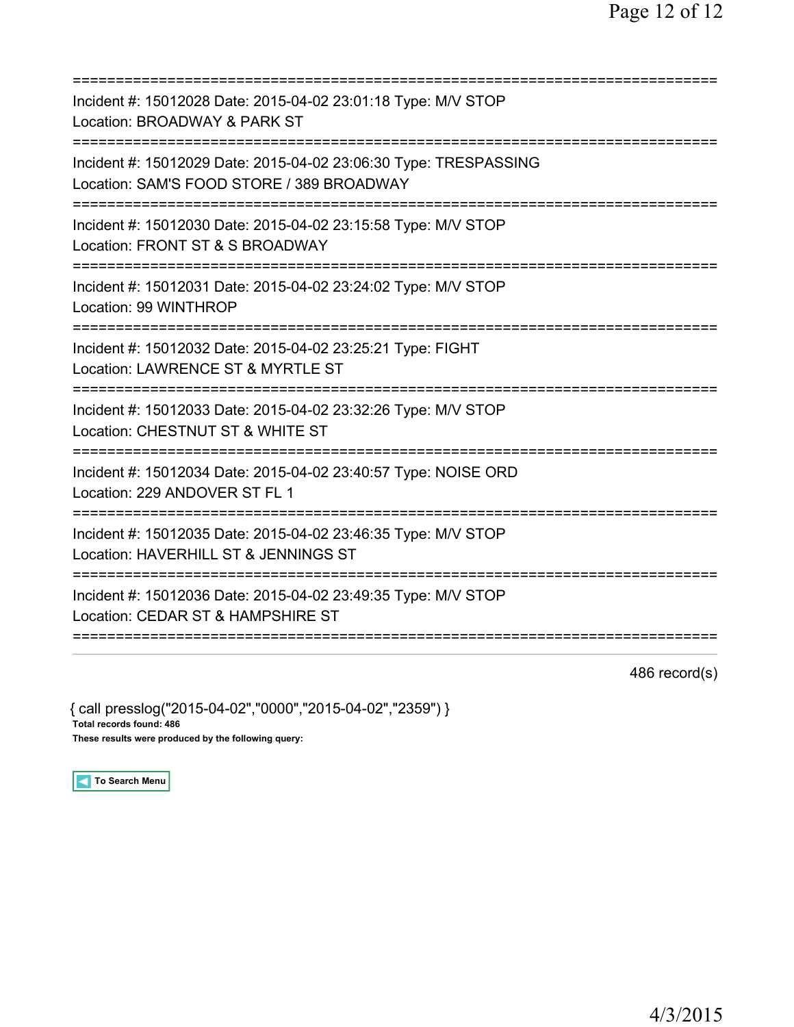===========================================================================

Incident #: 15012028 Date: 2015-04-02 23:01:18 Type: M/V STOP
Location: BROADWAY & PARK ST

===========================================================================

Incident #: 15012029 Date: 2015-04-02 23:06:30 Type: TRESPASSING
Location: SAM'S FOOD STORE / 389 BROADWAY

===========================================================================

Incident #: 15012030 Date: 2015-04-02 23:15:58 Type: M/V STOP
Location: FRONT ST & S BROADWAY

===========================================================================

Incident #: 15012031 Date: 2015-04-02 23:24:02 Type: M/V STOP
Location: 99 WINTHROP

===========================================================================

Incident #: 15012032 Date: 2015-04-02 23:25:21 Type: FIGHT
Location: LAWRENCE ST & MYRTLE ST

===========================================================================

Incident #: 15012033 Date: 2015-04-02 23:32:26 Type: M/V STOP
Location: CHESTNUT ST & WHITE ST

===========================================================================

Incident #: 15012034 Date: 2015-04-02 23:40:57 Type: NOISE ORD
Location: 229 ANDOVER ST FL 1

===========================================================================

Incident #: 15012035 Date: 2015-04-02 23:46:35 Type: M/V STOP
Location: HAVERHILL ST & JENNINGS ST

===========================================================================

Incident #: 15012036 Date: 2015-04-02 23:49:35 Type: M/V STOP
Location: CEDAR ST & HAMPSHIRE ST

===========================================================================

486 record(s)

{ call presslog("2015-04-02","0000","2015-04-02","2359") }

**Total records found: 486**

**These results were produced by the following query:**

To Search Menu